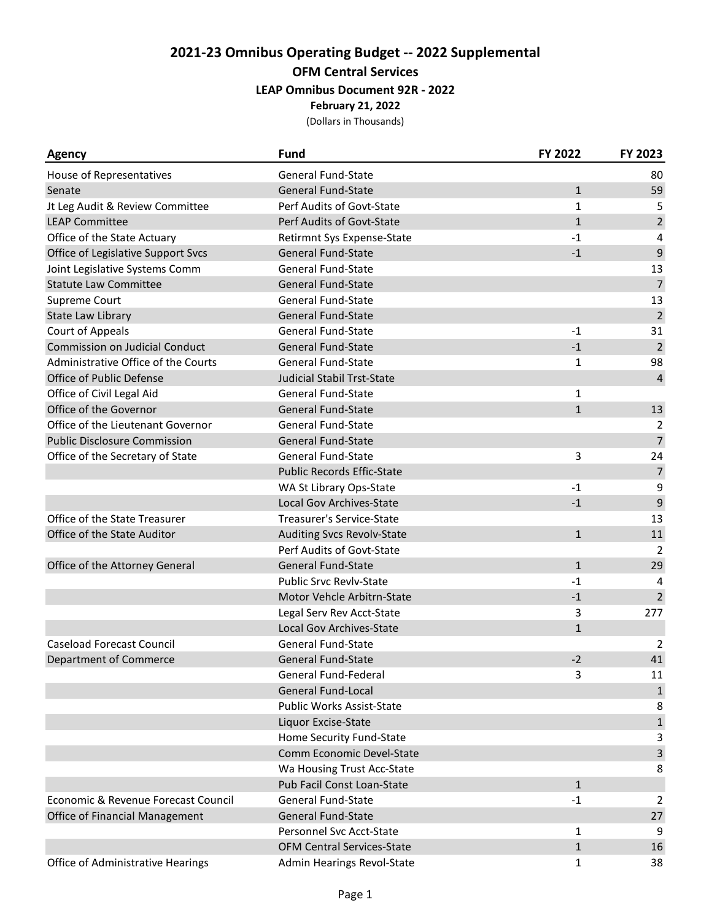# 2021-23 Omnibus Operating Budget -- 2022 Supplemental

## OFM Central Services

### LEAP Omnibus Document 92R - 2022

**February 21, 2022**

(Dollars in Thousands)

| Agency | Fund | FY 2022 | FY 2023 |
|---|---|---|---|
| House of Representatives | General Fund-State | | 80 |
| Senate | General Fund-State | 1 | 59 |
| Jt Leg Audit & Review Committee | Perf Audits of Govt-State | 1 | 5 |
| LEAP Committee | Perf Audits of Govt-State | 1 | 2 |
| Office of the State Actuary | Retirmnt Sys Expense-State | -1 | 4 |
| Office of Legislative Support Svcs | General Fund-State | -1 | 9 |
| Joint Legislative Systems Comm | General Fund-State | | 13 |
| Statute Law Committee | General Fund-State | | 7 |
| Supreme Court | General Fund-State | | 13 |
| State Law Library | General Fund-State | | 2 |
| Court of Appeals | General Fund-State | -1 | 31 |
| Commission on Judicial Conduct | General Fund-State | -1 | 2 |
| Administrative Office of the Courts | General Fund-State | 1 | 98 |
| Office of Public Defense | Judicial Stabil Trst-State | | 4 |
| Office of Civil Legal Aid | General Fund-State | 1 | |
| Office of the Governor | General Fund-State | 1 | 13 |
| Office of the Lieutenant Governor | General Fund-State | | 2 |
| Public Disclosure Commission | General Fund-State | | 7 |
| Office of the Secretary of State | General Fund-State | 3 | 24 |
| | Public Records Effic-State | | 7 |
| | WA St Library Ops-State | -1 | 9 |
| | Local Gov Archives-State | -1 | 9 |
| Office of the State Treasurer | Treasurer's Service-State | | 13 |
| Office of the State Auditor | Auditing Svcs Revolv-State | 1 | 11 |
| | Perf Audits of Govt-State | | 2 |
| Office of the Attorney General | General Fund-State | 1 | 29 |
| | Public Srvc Revlv-State | -1 | 4 |
| | Motor Vehcle Arbitrn-State | -1 | 2 |
| | Legal Serv Rev Acct-State | 3 | 277 |
| | Local Gov Archives-State | 1 | |
| Caseload Forecast Council | General Fund-State | | 2 |
| Department of Commerce | General Fund-State | -2 | 41 |
| | General Fund-Federal | 3 | 11 |
| | General Fund-Local | | 1 |
| | Public Works Assist-State | | 8 |
| | Liquor Excise-State | | 1 |
| | Home Security Fund-State | | 3 |
| | Comm Economic Devel-State | | 3 |
| | Wa Housing Trust Acc-State | | 8 |
| | Pub Facil Const Loan-State | 1 | |
| Economic & Revenue Forecast Council | General Fund-State | -1 | 2 |
| Office of Financial Management | General Fund-State | | 27 |
| | Personnel Svc Acct-State | 1 | 9 |
| | OFM Central Services-State | 1 | 16 |
| Office of Administrative Hearings | Admin Hearings Revol-State | 1 | 38 |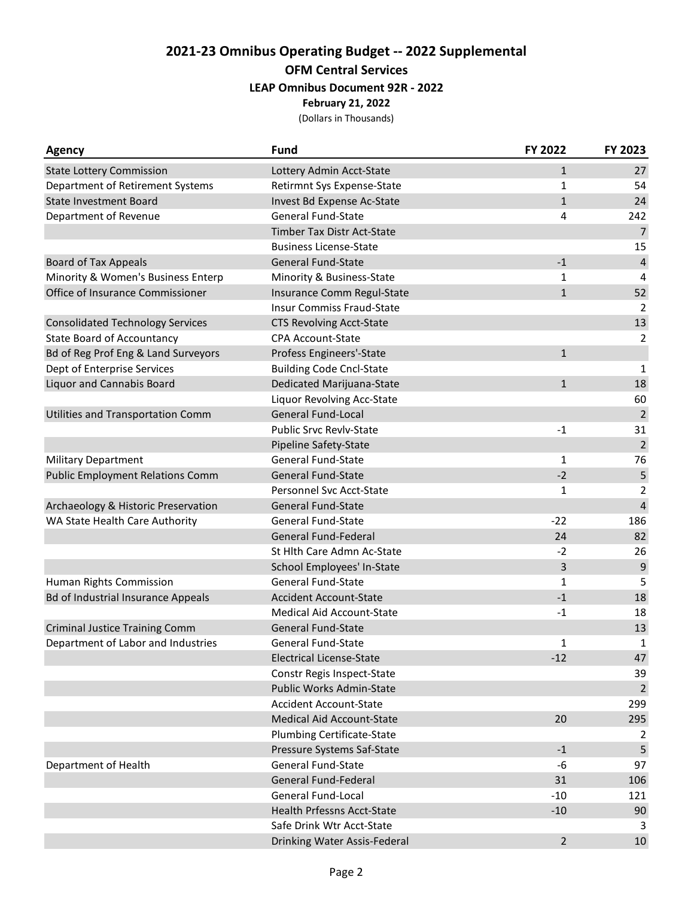# 2021-23 Omnibus Operating Budget -- 2022 Supplemental

## OFM Central Services

### LEAP Omnibus Document 92R - 2022

**February 21, 2022**

(Dollars in Thousands)

| Agency | Fund | FY 2022 | FY 2023 |
|---|---|---|---|
| State Lottery Commission | Lottery Admin Acct-State | 1 | 27 |
| Department of Retirement Systems | Retirmnt Sys Expense-State | 1 | 54 |
| State Investment Board | Invest Bd Expense Ac-State | 1 | 24 |
| Department of Revenue | General Fund-State | 4 | 242 |
| | Timber Tax Distr Act-State | | 7 |
| | Business License-State | | 15 |
| Board of Tax Appeals | General Fund-State | -1 | 4 |
| Minority & Women's Business Enterp | Minority & Business-State | 1 | 4 |
| Office of Insurance Commissioner | Insurance Comm Regul-State | 1 | 52 |
| | Insur Commiss Fraud-State | | 2 |
| Consolidated Technology Services | CTS Revolving Acct-State | | 13 |
| State Board of Accountancy | CPA Account-State | | 2 |
| Bd of Reg Prof Eng & Land Surveyors | Profess Engineers'-State | 1 | |
| Dept of Enterprise Services | Building Code Cncl-State | | 1 |
| Liquor and Cannabis Board | Dedicated Marijuana-State | 1 | 18 |
| | Liquor Revolving Acc-State | | 60 |
| Utilities and Transportation Comm | General Fund-Local | | 2 |
| | Public Srvc Revlv-State | -1 | 31 |
| | Pipeline Safety-State | | 2 |
| Military Department | General Fund-State | 1 | 76 |
| Public Employment Relations Comm | General Fund-State | -2 | 5 |
| | Personnel Svc Acct-State | 1 | 2 |
| Archaeology & Historic Preservation | General Fund-State | | 4 |
| WA State Health Care Authority | General Fund-State | -22 | 186 |
| | General Fund-Federal | 24 | 82 |
| | St Hlth Care Admn Ac-State | -2 | 26 |
| | School Employees' In-State | 3 | 9 |
| Human Rights Commission | General Fund-State | 1 | 5 |
| Bd of Industrial Insurance Appeals | Accident Account-State | -1 | 18 |
| | Medical Aid Account-State | -1 | 18 |
| Criminal Justice Training Comm | General Fund-State | | 13 |
| Department of Labor and Industries | General Fund-State | 1 | 1 |
| | Electrical License-State | -12 | 47 |
| | Constr Regis Inspect-State | | 39 |
| | Public Works Admin-State | | 2 |
| | Accident Account-State | | 299 |
| | Medical Aid Account-State | 20 | 295 |
| | Plumbing Certificate-State | | 2 |
| | Pressure Systems Saf-State | -1 | 5 |
| Department of Health | General Fund-State | -6 | 97 |
| | General Fund-Federal | 31 | 106 |
| | General Fund-Local | -10 | 121 |
| | Health Prfessns Acct-State | -10 | 90 |
| | Safe Drink Wtr Acct-State | | 3 |
| | Drinking Water Assis-Federal | 2 | 10 |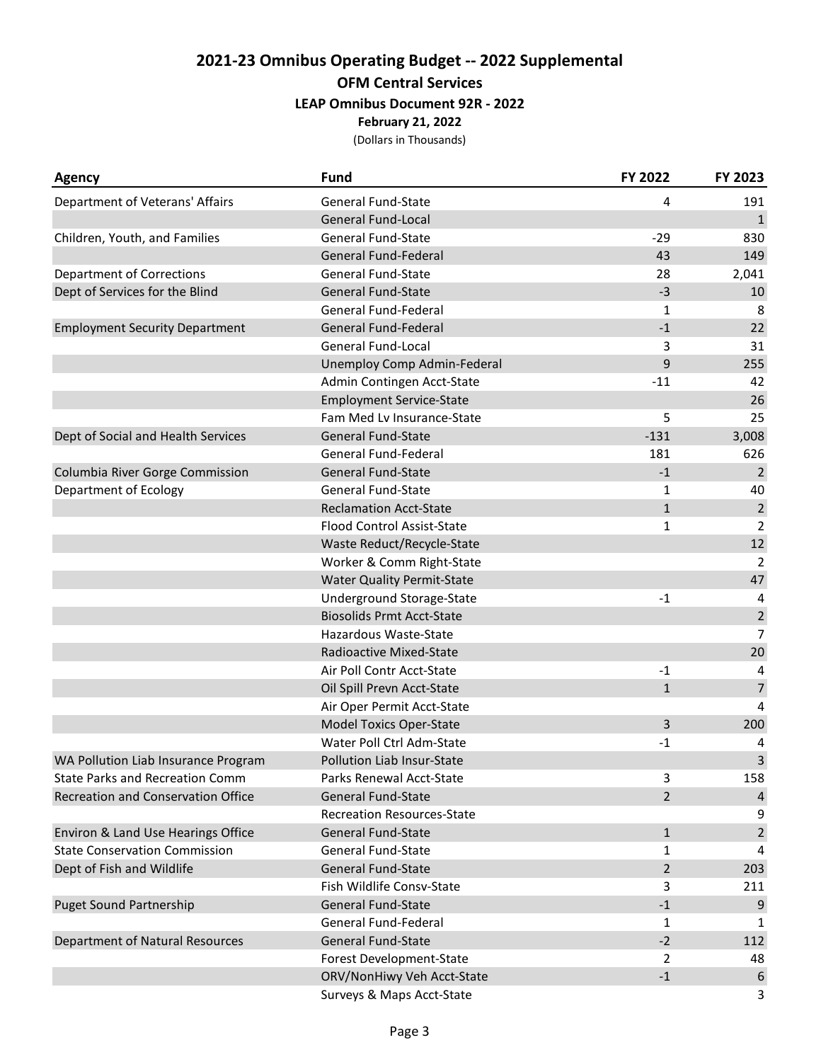# 2021-23 Omnibus Operating Budget -- 2022 Supplemental

## OFM Central Services

### LEAP Omnibus Document 92R - 2022

**February 21, 2022**

(Dollars in Thousands)

| Agency | Fund | FY 2022 | FY 2023 |
|---|---|---|---|
| Department of Veterans' Affairs | General Fund-State | 4 | 191 |
| | General Fund-Local | | 1 |
| Children, Youth, and Families | General Fund-State | -29 | 830 |
| | General Fund-Federal | 43 | 149 |
| Department of Corrections | General Fund-State | 28 | 2,041 |
| Dept of Services for the Blind | General Fund-State | -3 | 10 |
| | General Fund-Federal | 1 | 8 |
| Employment Security Department | General Fund-Federal | -1 | 22 |
| | General Fund-Local | 3 | 31 |
| | Unemploy Comp Admin-Federal | 9 | 255 |
| | Admin Contingen Acct-State | -11 | 42 |
| | Employment Service-State | | 26 |
| | Fam Med Lv Insurance-State | 5 | 25 |
| Dept of Social and Health Services | General Fund-State | -131 | 3,008 |
| | General Fund-Federal | 181 | 626 |
| Columbia River Gorge Commission | General Fund-State | -1 | 2 |
| Department of Ecology | General Fund-State | 1 | 40 |
| | Reclamation Acct-State | 1 | 2 |
| | Flood Control Assist-State | 1 | 2 |
| | Waste Reduct/Recycle-State | | 12 |
| | Worker & Comm Right-State | | 2 |
| | Water Quality Permit-State | | 47 |
| | Underground Storage-State | -1 | 4 |
| | Biosolids Prmt Acct-State | | 2 |
| | Hazardous Waste-State | | 7 |
| | Radioactive Mixed-State | | 20 |
| | Air Poll Contr Acct-State | -1 | 4 |
| | Oil Spill Prevn Acct-State | 1 | 7 |
| | Air Oper Permit Acct-State | | 4 |
| | Model Toxics Oper-State | 3 | 200 |
| | Water Poll Ctrl Adm-State | -1 | 4 |
| WA Pollution Liab Insurance Program | Pollution Liab Insur-State | | 3 |
| State Parks and Recreation Comm | Parks Renewal Acct-State | 3 | 158 |
| Recreation and Conservation Office | General Fund-State | 2 | 4 |
| | Recreation Resources-State | | 9 |
| Environ & Land Use Hearings Office | General Fund-State | 1 | 2 |
| State Conservation Commission | General Fund-State | 1 | 4 |
| Dept of Fish and Wildlife | General Fund-State | 2 | 203 |
| | Fish Wildlife Consv-State | 3 | 211 |
| Puget Sound Partnership | General Fund-State | -1 | 9 |
| | General Fund-Federal | 1 | 1 |
| Department of Natural Resources | General Fund-State | -2 | 112 |
| | Forest Development-State | 2 | 48 |
| | ORV/NonHiwy Veh Acct-State | -1 | 6 |
| | Surveys & Maps Acct-State | | 3 |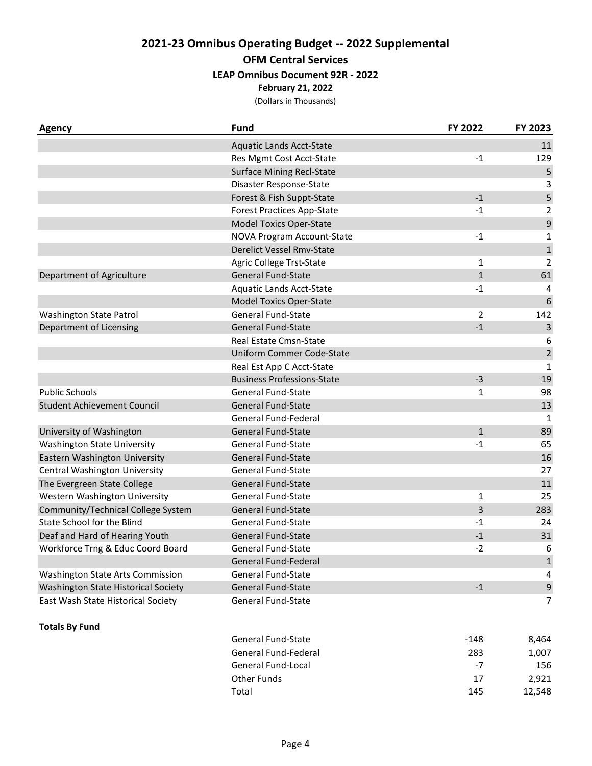## 2021-23 Omnibus Operating Budget -- 2022 Supplemental

### OFM Central Services

### LEAP Omnibus Document 92R - 2022

**February 21, 2022**

(Dollars in Thousands)

| Agency | Fund | FY 2022 | FY 2023 |
|---|---|---|---|
| | Aquatic Lands Acct-State | | 11 |
| | Res Mgmt Cost Acct-State | -1 | 129 |
| | Surface Mining Recl-State | | 5 |
| | Disaster Response-State | | 3 |
| | Forest & Fish Suppt-State | -1 | 5 |
| | Forest Practices App-State | -1 | 2 |
| | Model Toxics Oper-State | | 9 |
| | NOVA Program Account-State | -1 | 1 |
| | Derelict Vessel Rmv-State | | 1 |
| | Agric College Trst-State | 1 | 2 |
| Department of Agriculture | General Fund-State | 1 | 61 |
| | Aquatic Lands Acct-State | -1 | 4 |
| | Model Toxics Oper-State | | 6 |
| Washington State Patrol | General Fund-State | 2 | 142 |
| Department of Licensing | General Fund-State | -1 | 3 |
| | Real Estate Cmsn-State | | 6 |
| | Uniform Commer Code-State | | 2 |
| | Real Est App C Acct-State | | 1 |
| | Business Professions-State | -3 | 19 |
| Public Schools | General Fund-State | 1 | 98 |
| Student Achievement Council | General Fund-State | | 13 |
| | General Fund-Federal | | 1 |
| University of Washington | General Fund-State | 1 | 89 |
| Washington State University | General Fund-State | -1 | 65 |
| Eastern Washington University | General Fund-State | | 16 |
| Central Washington University | General Fund-State | | 27 |
| The Evergreen State College | General Fund-State | | 11 |
| Western Washington University | General Fund-State | 1 | 25 |
| Community/Technical College System | General Fund-State | 3 | 283 |
| State School for the Blind | General Fund-State | -1 | 24 |
| Deaf and Hard of Hearing Youth | General Fund-State | -1 | 31 |
| Workforce Trng & Educ Coord Board | General Fund-State | -2 | 6 |
| | General Fund-Federal | | 1 |
| Washington State Arts Commission | General Fund-State | | 4 |
| Washington State Historical Society | General Fund-State | -1 | 9 |
| East Wash State Historical Society | General Fund-State | | 7 |

**Totals By Fund**

| | Fund | FY 2022 | FY 2023 |
|---|---|---|---|
| | General Fund-State | -148 | 8,464 |
| | General Fund-Federal | 283 | 1,007 |
| | General Fund-Local | -7 | 156 |
| | Other Funds | 17 | 2,921 |
| | Total | 145 | 12,548 |